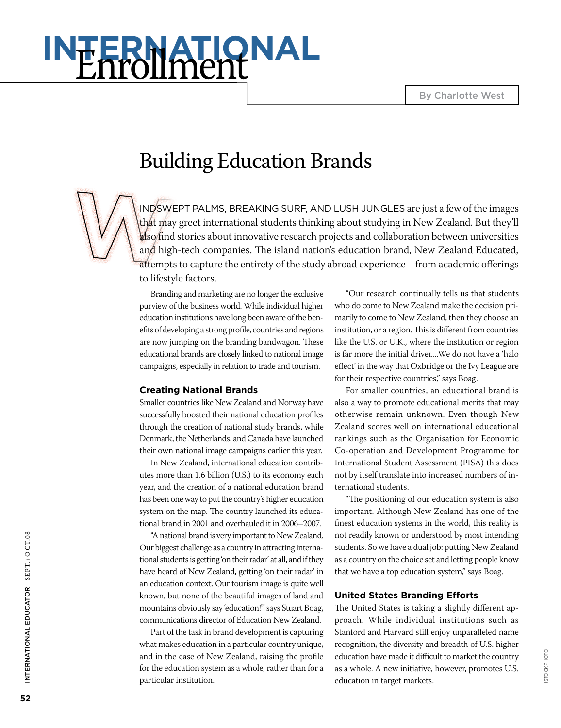# INTERNATIONAL Enrollment

By Charlotte West

## Building Education Brands

WINDSWEPT PALMS, BREAKING SURF, AND LUSH JUNGLES are just a few of the images that may greet international students thinking about studying in New Zealand. But they'll also find stories about innovative research projects and collaboration between universities and high-tech companies. The island nation's education brand, New Zealand Educated, attempts to capture the entirety of the study abroad experience—from academic offerings to lifestyle factors.

Branding and marketing are no longer the exclusive purview of the business world. While individual higher education institutions have long been aware of the benefits of developing a strong profile, countries and regions are now jumping on the branding bandwagon. These educational brands are closely linked to national image campaigns, especially in relation to trade and tourism.

### Creating National Brands

Smaller countries like New Zealand and Norway have successfully boosted their national education profiles through the creation of national study brands, while Denmark, the Netherlands, and Canada have launched their own national image campaigns earlier this year.

In New Zealand, international education contributes more than 1.6 billion (U.S.) to its economy each year, and the creation of a national education brand has been one way to put the country's higher education system on the map. The country launched its educational brand in 2001 and overhauled it in 2006–2007.

"A national brand is very important to New Zealand. Our biggest challenge as a country in attracting international students is getting 'on their radar' at all, and if they have heard of New Zealand, getting 'on their radar' in an education context. Our tourism image is quite well known, but none of the beautiful images of land and mountains obviously say 'education!'" says Stuart Boag, communications director of Education New Zealand.

Part of the task in brand development is capturing what makes education in a particular country unique, and in the case of New Zealand, raising the profile for the education system as a whole, rather than for a particular institution.

"Our research continually tells us that students who do come to New Zealand make the decision primarily to come to New Zealand, then they choose an institution, or a region. This is different from countries like the U.S. or U.K., where the institution or region is far more the initial driver....We do not have a 'halo effect' in the way that Oxbridge or the Ivy League are for their respective countries," says Boag.

For smaller countries, an educational brand is also a way to promote educational merits that may otherwise remain unknown. Even though New Zealand scores well on international educational rankings such as the Organisation for Economic Co-operation and Development Programme for International Student Assessment (PISA) this does not by itself translate into increased numbers of international students.

"The positioning of our education system is also important. Although New Zealand has one of the finest education systems in the world, this reality is not readily known or understood by most intending students. So we have a dual job: putting New Zealand as a country on the choice set and letting people know that we have a top education system," says Boag.

### United States Branding Efforts

The United States is taking a slightly different approach. While individual institutions such as Stanford and Harvard still enjoy unparalleled name recognition, the diversity and breadth of U.S. higher education have made it difficult to market the country as a whole. A new initiative, however, promotes U.S. education in target markets.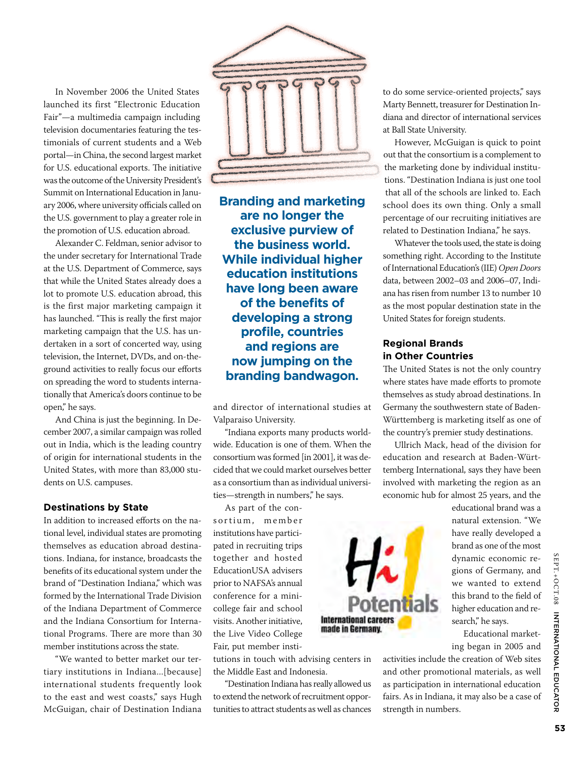In November 2006 the United States launched its first "Electronic Education Fair"—a multimedia campaign including television documentaries featuring the testimonials of current students and a Web portal—in China, the second largest market for U.S. educational exports. The initiative was the outcome of the University President's Summit on International Education in January 2006, where university officials called on the U.S. government to play a greater role in the promotion of U.S. education abroad.

Alexander C. Feldman, senior advisor to the under secretary for International Trade at the U.S. Department of Commerce, says that while the United States already does a lot to promote U.S. education abroad, this is the first major marketing campaign it has launched. "This is really the first major marketing campaign that the U.S. has undertaken in a sort of concerted way, using television, the Internet, DVDs, and on-the-ground activities to really focus our efforts on spreading the word to students internationally that America's doors continue to be open," he says.

And China is just the beginning. In December 2007, a similar campaign was rolled out in India, which is the leading country of origin for international students in the United States, with more than 83,000 students on U.S. campuses.

**Branding and marketing are no longer the exclusive purview of the business world. While individual higher education institutions have long been aware of the benefits of developing a strong profile, countries and regions are now jumping on the branding bandwagon.**

### Destinations by State

In addition to increased efforts on the national level, individual states are promoting themselves as education abroad destinations. Indiana, for instance, broadcasts the benefits of its educational system under the brand of "Destination Indiana," which was formed by the International Trade Division of the Indiana Department of Commerce and the Indiana Consortium for International Programs. There are more than 30 member institutions across the state.

"We wanted to better market our tertiary institutions in Indiana...[because] international students frequently look to the east and west coasts," says Hugh McGuigan, chair of Destination Indiana and director of international studies at Valparaiso University.

"Indiana exports many products worldwide. Education is one of them. When the consortium was formed [in 2001], it was decided that we could market ourselves better as a consortium than as individual universities—strength in numbers," he says.

As part of the consortium, member institutions have participated in recruiting trips together and hosted EducationUSA advisers prior to NAFSA's annual conference for a mini-college fair and school visits. Another initiative, the Live Video College Fair, put member institutions in touch with advising centers in the Middle East and Indonesia.

"Destination Indiana has really allowed us to extend the network of recruitment opportunities to attract students as well as chances to do some service-oriented projects," says Marty Bennett, treasurer for Destination Indiana and director of international services at Ball State University.

However, McGuigan is quick to point out that the consortium is a complement to the marketing done by individual institutions. "Destination Indiana is just one tool that all of the schools are linked to. Each school does its own thing. Only a small percentage of our recruiting initiatives are related to Destination Indiana," he says.

Whatever the tools used, the state is doing something right. According to the Institute of International Education's (IIE) *Open Doors* data, between 2002–03 and 2006–07, Indiana has risen from number 13 to number 10 as the most popular destination state in the United States for foreign students.

### Regional Brands in Other Countries

The United States is not the only country where states have made efforts to promote themselves as study abroad destinations. In Germany the southwestern state of Baden-Württemberg is marketing itself as one of the country's premier study destinations.

Ullrich Mack, head of the division for education and research at Baden-Württemberg International, says they have been involved with marketing the region as an economic hub for almost 25 years, and the educational brand was a natural extension. "We have really developed a brand as one of the most dynamic economic regions of Germany, and we wanted to extend this brand to the field of higher education and research," he says.

Hi! Potentials — International careers made in Germany.

Educational marketing began in 2005 and activities include the creation of Web sites and other promotional materials, as well as participation in international education fairs. As in Indiana, it may also be a case of strength in numbers.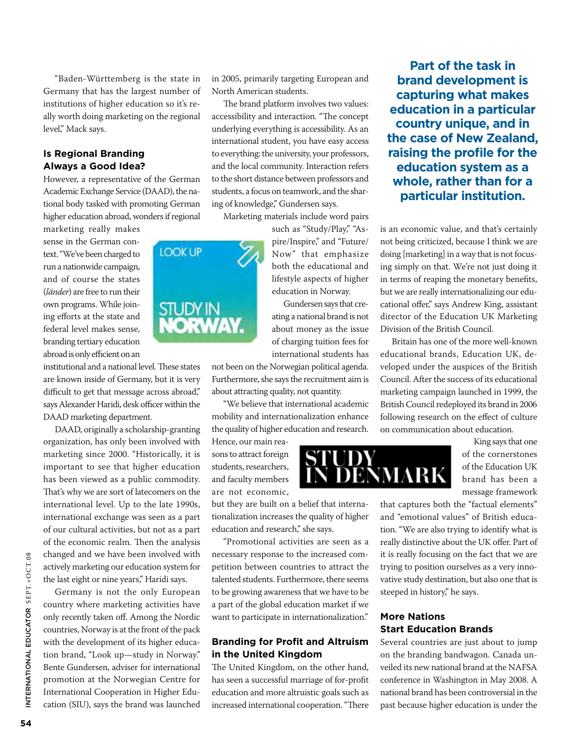"Baden-Württemberg is the state in Germany that has the largest number of institutions of higher education so it's really worth doing marketing on the regional level," Mack says.

### Is Regional Branding Always a Good Idea?

However, a representative of the German Academic Exchange Service (DAAD), the national body tasked with promoting German higher education abroad, wonders if regional marketing really makes sense in the German context. "We've been charged to run a nationwide campaign, and of course the states (*länder*) are free to run their own programs. While joining efforts at the state and federal level makes sense, branding tertiary education abroad is only efficient on an institutional and a national level. These states are known inside of Germany, but it is very difficult to get that message across abroad," says Alexander Haridi, desk officer within the DAAD marketing department.

DAAD, originally a scholarship-granting organization, has only been involved with marketing since 2000. "Historically, it is important to see that higher education has been viewed as a public commodity. That's why we are sort of latecomers on the international level. Up to the late 1990s, international exchange was seen as a part of our cultural activities, but not as a part of the economic realm. Then the analysis changed and we have been involved with actively marketing our education system for the last eight or nine years," Haridi says.

Germany is not the only European country where marketing activities have only recently taken off. Among the Nordic countries, Norway is at the front of the pack with the development of its higher education brand, "Look up—study in Norway." Bente Gundersen, adviser for international promotion at the Norwegian Centre for International Cooperation in Higher Education (SIU), says the brand was launched in 2005, primarily targeting European and North American students.

The brand platform involves two values: accessibility and interaction. "The concept underlying everything is accessibility. As an international student, you have easy access to everything: the university, your professors, and the local community. Interaction refers to the short distance between professors and students, a focus on teamwork, and the sharing of knowledge," Gundersen says.

Marketing materials include word pairs such as "Study/Play," "Aspire/Inspire," and "Future/Now" that emphasize both the educational and lifestyle aspects of higher education in Norway.

Gundersen says that creating a national brand is not about money as the issue of charging tuition fees for international students has not been on the Norwegian political agenda. Furthermore, she says the recruitment aim is about attracting quality, not quantity.

"We believe that international academic mobility and internationalization enhance the quality of higher education and research. Hence, our main reasons to attract foreign students, researchers, and faculty members are not economic, but they are built on a belief that internationalization increases the quality of higher education and research," she says.

"Promotional activities are seen as a necessary response to the increased competition between countries to attract the talented students. Furthermore, there seems to be growing awareness that we have to be a part of the global education market if we want to participate in internationalization."

### Branding for Profit and Altruism in the United Kingdom

The United Kingdom, on the other hand, has seen a successful marriage of for-profit education and more altruistic goals such as increased international cooperation. "There is an economic value, and that's certainly not being criticized, because I think we are doing [marketing] in a way that is not focusing simply on that. We're not just doing it in terms of reaping the monetary benefits, but we are really internationalizing our educational offer," says Andrew King, assistant director of the Education UK Marketing Division of the British Council.

**Part of the task in brand development is capturing what makes education in a particular country unique, and in the case of New Zealand, raising the profile for the education system as a whole, rather than for a particular institution.**

Britain has one of the more well-known educational brands, Education UK, developed under the auspices of the British Council. After the success of its educational marketing campaign launched in 1999, the British Council redeployed its brand in 2006 following research on the effect of culture on communication about education.

King says that one of the cornerstones of the Education UK brand has been a message framework that captures both the "factual elements" and "emotional values" of British education. "We are also trying to identify what is really distinctive about the UK offer. Part of it is really focusing on the fact that we are trying to position ourselves as a very innovative study destination, but also one that is steeped in history," he says.

### More Nations Start Education Brands

Several countries are just about to jump on the branding bandwagon. Canada unveiled its new national brand at the NAFSA conference in Washington in May 2008. A national brand has been controversial in the past because higher education is under the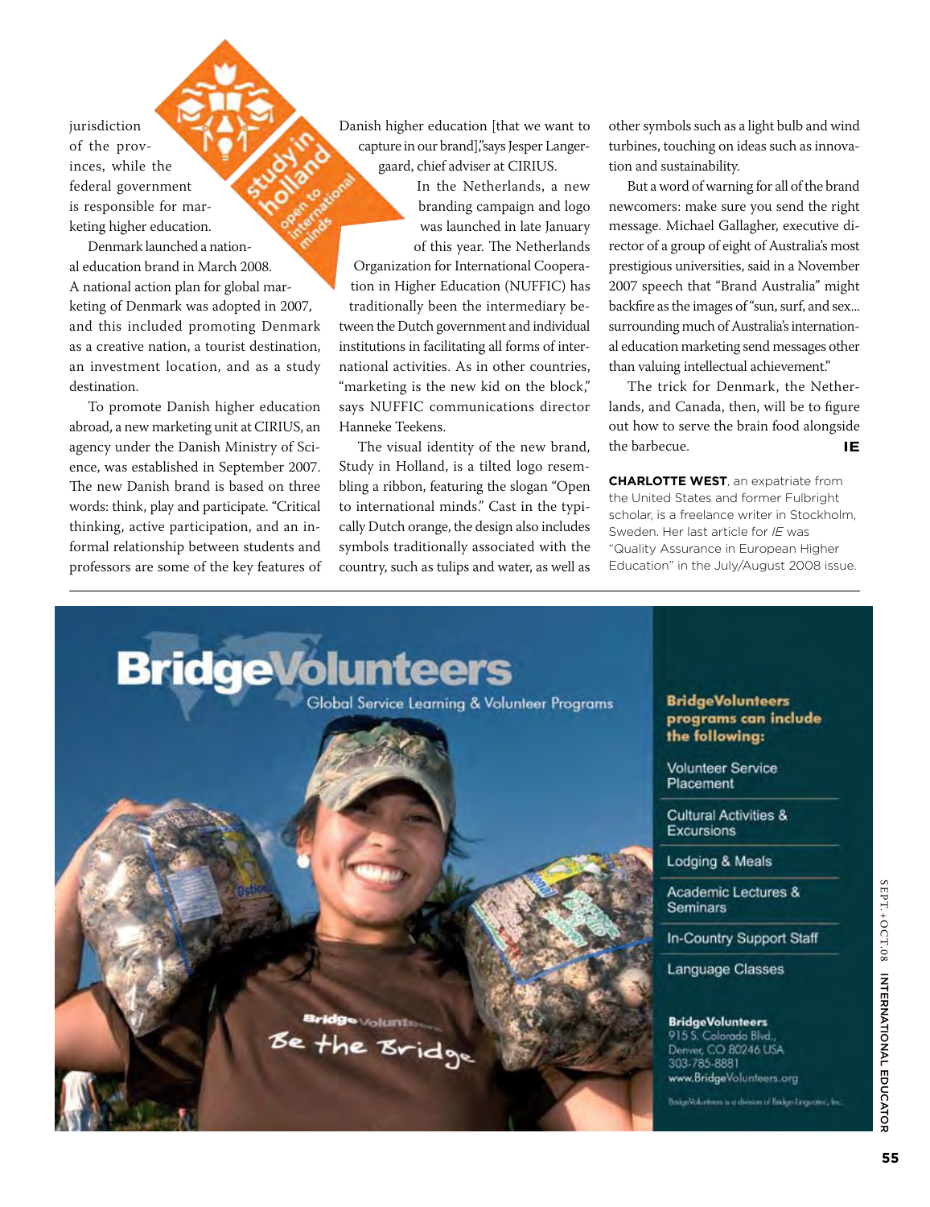jurisdiction of the provinces, while the federal government is responsible for marketing higher education.

Denmark launched a national education brand in March 2008. A national action plan for global marketing of Denmark was adopted in 2007, and this included promoting Denmark as a creative nation, a tourist destination, an investment location, and as a study destination.

To promote Danish higher education abroad, a new marketing unit at CIRIUS, an agency under the Danish Ministry of Science, was established in September 2007. The new Danish brand is based on three words: think, play and participate. "Critical thinking, active participation, and an informal relationship between students and professors are some of the key features of Danish higher education [that we want to capture in our brand]," says Jesper Langergaard, chief adviser at CIRIUS.

In the Netherlands, a new branding campaign and logo was launched in late January of this year. The Netherlands Organization for International Cooperation in Higher Education (NUFFIC) has traditionally been the intermediary between the Dutch government and individual institutions in facilitating all forms of international activities. As in other countries, "marketing is the new kid on the block," says NUFFIC communications director Hanneke Teekens.

The visual identity of the new brand, Study in Holland, is a tilted logo resembling a ribbon, featuring the slogan "Open to international minds." Cast in the typically Dutch orange, the design also includes symbols traditionally associated with the country, such as tulips and water, as well as other symbols such as a light bulb and wind turbines, touching on ideas such as innovation and sustainability.

But a word of warning for all of the brand newcomers: make sure you send the right message. Michael Gallagher, executive director of a group of eight of Australia's most prestigious universities, said in a November 2007 speech that "Brand Australia" might backfire as the images of "sun, surf, and sex... surrounding much of Australia's international education marketing send messages other than valuing intellectual achievement."

The trick for Denmark, the Netherlands, and Canada, then, will be to figure out how to serve the brain food alongside the barbecue. **IE**

**CHARLOTTE WEST**, an expatriate from the United States and former Fulbright scholar, is a freelance writer in Stockholm, Sweden. Her last article for *IE* was "Quality Assurance in European Higher Education" in the July/August 2008 issue.